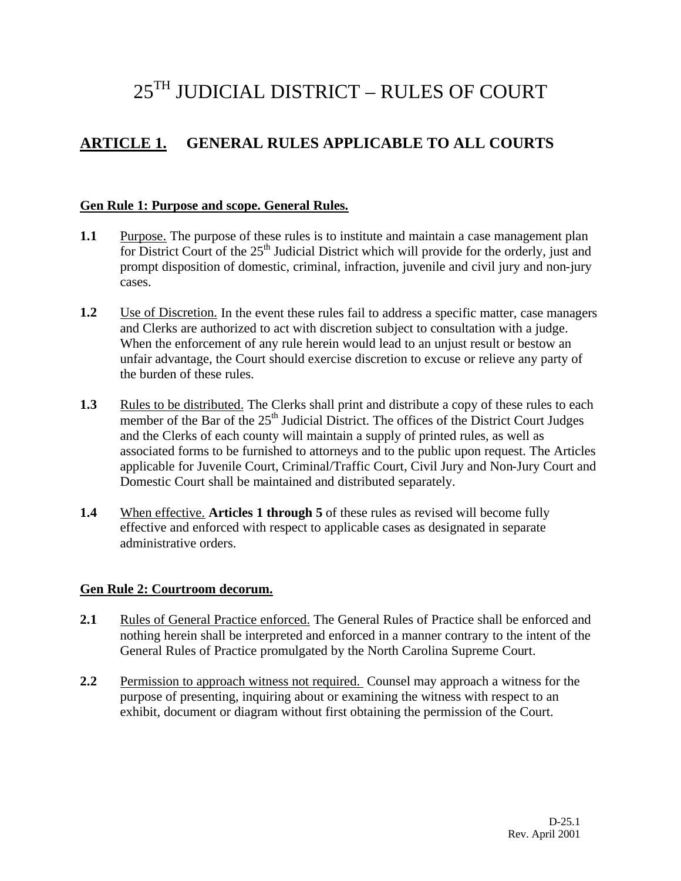# 25[TH] JUDICIAL DISTRICT – RULES OF COURT

## ARTICLE 1. GENERAL RULES APPLICABLE TO ALL COURTS

### Gen Rule 1: Purpose and scope. General Rules.

**1.1** Purpose. The purpose of these rules is to institute and maintain a case management plan for District Court of the 25[th] Judicial District which will provide for the orderly, just and prompt disposition of domestic, criminal, infraction, juvenile and civil jury and non-jury cases.

**1.2** Use of Discretion. In the event these rules fail to address a specific matter, case managers and Clerks are authorized to act with discretion subject to consultation with a judge. When the enforcement of any rule herein would lead to an unjust result or bestow an unfair advantage, the Court should exercise discretion to excuse or relieve any party of the burden of these rules.

**1.3** Rules to be distributed. The Clerks shall print and distribute a copy of these rules to each member of the Bar of the 25[th] Judicial District. The offices of the District Court Judges and the Clerks of each county will maintain a supply of printed rules, as well as associated forms to be furnished to attorneys and to the public upon request. The Articles applicable for Juvenile Court, Criminal/Traffic Court, Civil Jury and Non-Jury Court and Domestic Court shall be maintained and distributed separately.

**1.4** When effective. **Articles 1 through 5** of these rules as revised will become fully effective and enforced with respect to applicable cases as designated in separate administrative orders.

### Gen Rule 2: Courtroom decorum.

**2.1** Rules of General Practice enforced. The General Rules of Practice shall be enforced and nothing herein shall be interpreted and enforced in a manner contrary to the intent of the General Rules of Practice promulgated by the North Carolina Supreme Court.

**2.2** Permission to approach witness not required. Counsel may approach a witness for the purpose of presenting, inquiring about or examining the witness with respect to an exhibit, document or diagram without first obtaining the permission of the Court.

D-25.1
Rev. April 2001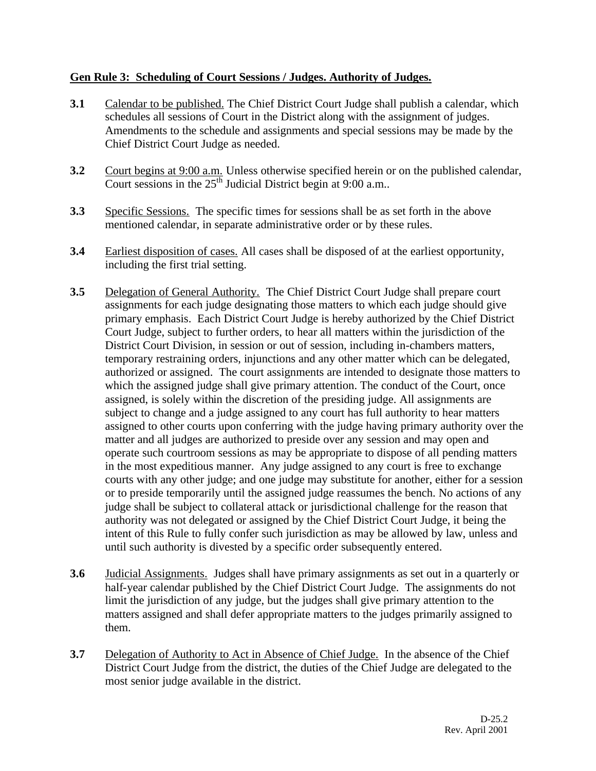**Gen Rule 3: Scheduling of Court Sessions / Judges. Authority of Judges.**

**3.1** Calendar to be published. The Chief District Court Judge shall publish a calendar, which schedules all sessions of Court in the District along with the assignment of judges. Amendments to the schedule and assignments and special sessions may be made by the Chief District Court Judge as needed.

**3.2** Court begins at 9:00 a.m. Unless otherwise specified herein or on the published calendar, Court sessions in the 25th Judicial District begin at 9:00 a.m..

**3.3** Specific Sessions. The specific times for sessions shall be as set forth in the above mentioned calendar, in separate administrative order or by these rules.

**3.4** Earliest disposition of cases. All cases shall be disposed of at the earliest opportunity, including the first trial setting.

**3.5** Delegation of General Authority. The Chief District Court Judge shall prepare court assignments for each judge designating those matters to which each judge should give primary emphasis. Each District Court Judge is hereby authorized by the Chief District Court Judge, subject to further orders, to hear all matters within the jurisdiction of the District Court Division, in session or out of session, including in-chambers matters, temporary restraining orders, injunctions and any other matter which can be delegated, authorized or assigned. The court assignments are intended to designate those matters to which the assigned judge shall give primary attention. The conduct of the Court, once assigned, is solely within the discretion of the presiding judge. All assignments are subject to change and a judge assigned to any court has full authority to hear matters assigned to other courts upon conferring with the judge having primary authority over the matter and all judges are authorized to preside over any session and may open and operate such courtroom sessions as may be appropriate to dispose of all pending matters in the most expeditious manner. Any judge assigned to any court is free to exchange courts with any other judge; and one judge may substitute for another, either for a session or to preside temporarily until the assigned judge reassumes the bench. No actions of any judge shall be subject to collateral attack or jurisdictional challenge for the reason that authority was not delegated or assigned by the Chief District Court Judge, it being the intent of this Rule to fully confer such jurisdiction as may be allowed by law, unless and until such authority is divested by a specific order subsequently entered.

**3.6** Judicial Assignments. Judges shall have primary assignments as set out in a quarterly or half-year calendar published by the Chief District Court Judge. The assignments do not limit the jurisdiction of any judge, but the judges shall give primary attention to the matters assigned and shall defer appropriate matters to the judges primarily assigned to them.

**3.7** Delegation of Authority to Act in Absence of Chief Judge. In the absence of the Chief District Court Judge from the district, the duties of the Chief Judge are delegated to the most senior judge available in the district.

D-25.2
Rev. April 2001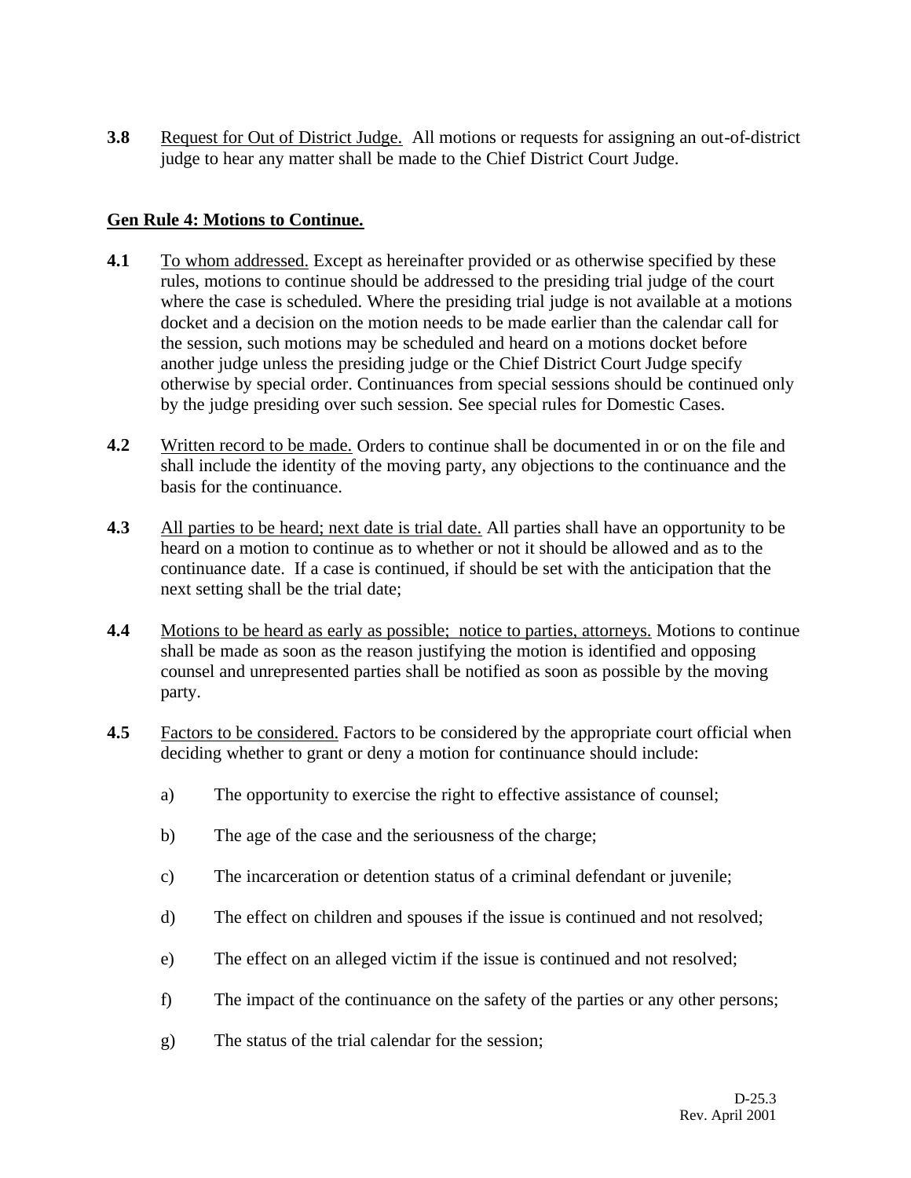**3.8** Request for Out of District Judge. All motions or requests for assigning an out-of-district judge to hear any matter shall be made to the Chief District Court Judge.

## Gen Rule 4: Motions to Continue.

**4.1** To whom addressed. Except as hereinafter provided or as otherwise specified by these rules, motions to continue should be addressed to the presiding trial judge of the court where the case is scheduled. Where the presiding trial judge is not available at a motions docket and a decision on the motion needs to be made earlier than the calendar call for the session, such motions may be scheduled and heard on a motions docket before another judge unless the presiding judge or the Chief District Court Judge specify otherwise by special order. Continuances from special sessions should be continued only by the judge presiding over such session. See special rules for Domestic Cases.

**4.2** Written record to be made. Orders to continue shall be documented in or on the file and shall include the identity of the moving party, any objections to the continuance and the basis for the continuance.

**4.3** All parties to be heard; next date is trial date. All parties shall have an opportunity to be heard on a motion to continue as to whether or not it should be allowed and as to the continuance date. If a case is continued, if should be set with the anticipation that the next setting shall be the trial date;

**4.4** Motions to be heard as early as possible; notice to parties, attorneys. Motions to continue shall be made as soon as the reason justifying the motion is identified and opposing counsel and unrepresented parties shall be notified as soon as possible by the moving party.

**4.5** Factors to be considered. Factors to be considered by the appropriate court official when deciding whether to grant or deny a motion for continuance should include:

a) The opportunity to exercise the right to effective assistance of counsel;

b) The age of the case and the seriousness of the charge;

c) The incarceration or detention status of a criminal defendant or juvenile;

d) The effect on children and spouses if the issue is continued and not resolved;

e) The effect on an alleged victim if the issue is continued and not resolved;

f) The impact of the continuance on the safety of the parties or any other persons;

g) The status of the trial calendar for the session;

D-25.3
Rev. April 2001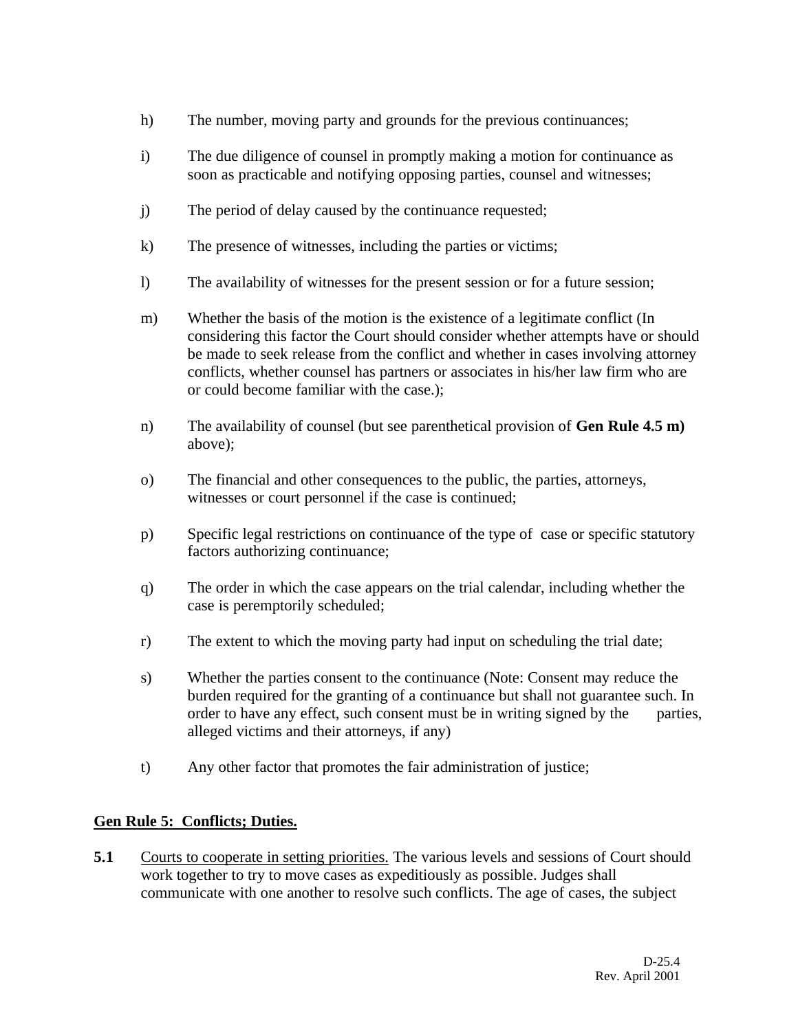h) The number, moving party and grounds for the previous continuances;

i) The due diligence of counsel in promptly making a motion for continuance as soon as practicable and notifying opposing parties, counsel and witnesses;

j) The period of delay caused by the continuance requested;

k) The presence of witnesses, including the parties or victims;

l) The availability of witnesses for the present session or for a future session;

m) Whether the basis of the motion is the existence of a legitimate conflict (In considering this factor the Court should consider whether attempts have or should be made to seek release from the conflict and whether in cases involving attorney conflicts, whether counsel has partners or associates in his/her law firm who are or could become familiar with the case.);

n) The availability of counsel (but see parenthetical provision of **Gen Rule 4.5 m)** above);

o) The financial and other consequences to the public, the parties, attorneys, witnesses or court personnel if the case is continued;

p) Specific legal restrictions on continuance of the type of case or specific statutory factors authorizing continuance;

q) The order in which the case appears on the trial calendar, including whether the case is peremptorily scheduled;

r) The extent to which the moving party had input on scheduling the trial date;

s) Whether the parties consent to the continuance (Note: Consent may reduce the burden required for the granting of a continuance but shall not guarantee such. In order to have any effect, such consent must be in writing signed by the parties, alleged victims and their attorneys, if any)

t) Any other factor that promotes the fair administration of justice;

**Gen Rule 5: Conflicts; Duties.**

**5.1** Courts to cooperate in setting priorities. The various levels and sessions of Court should work together to try to move cases as expeditiously as possible. Judges shall communicate with one another to resolve such conflicts. The age of cases, the subject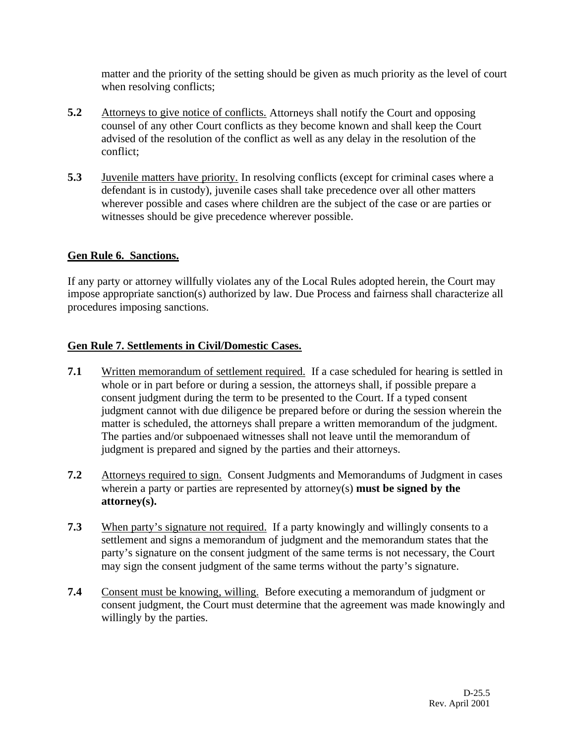matter and the priority of the setting should be given as much priority as the level of court when resolving conflicts;

**5.2** Attorneys to give notice of conflicts. Attorneys shall notify the Court and opposing counsel of any other Court conflicts as they become known and shall keep the Court advised of the resolution of the conflict as well as any delay in the resolution of the conflict;

**5.3** Juvenile matters have priority. In resolving conflicts (except for criminal cases where a defendant is in custody), juvenile cases shall take precedence over all other matters wherever possible and cases where children are the subject of the case or are parties or witnesses should be give precedence wherever possible.

## Gen Rule 6. Sanctions.

If any party or attorney willfully violates any of the Local Rules adopted herein, the Court may impose appropriate sanction(s) authorized by law. Due Process and fairness shall characterize all procedures imposing sanctions.

## Gen Rule 7. Settlements in Civil/Domestic Cases.

**7.1** Written memorandum of settlement required. If a case scheduled for hearing is settled in whole or in part before or during a session, the attorneys shall, if possible prepare a consent judgment during the term to be presented to the Court. If a typed consent judgment cannot with due diligence be prepared before or during the session wherein the matter is scheduled, the attorneys shall prepare a written memorandum of the judgment. The parties and/or subpoenaed witnesses shall not leave until the memorandum of judgment is prepared and signed by the parties and their attorneys.

**7.2** Attorneys required to sign. Consent Judgments and Memorandums of Judgment in cases wherein a party or parties are represented by attorney(s) **must be signed by the attorney(s).**

**7.3** When party's signature not required. If a party knowingly and willingly consents to a settlement and signs a memorandum of judgment and the memorandum states that the party's signature on the consent judgment of the same terms is not necessary, the Court may sign the consent judgment of the same terms without the party's signature.

**7.4** Consent must be knowing, willing. Before executing a memorandum of judgment or consent judgment, the Court must determine that the agreement was made knowingly and willingly by the parties.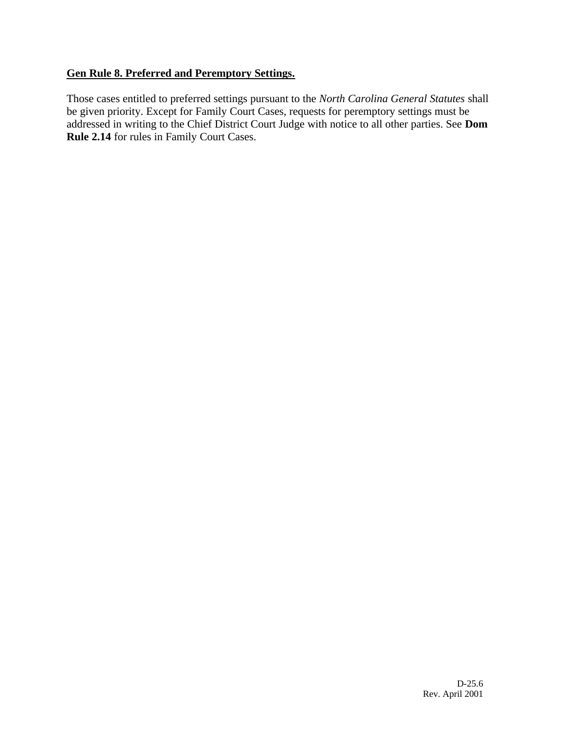**Gen Rule 8. Preferred and Peremptory Settings.**

Those cases entitled to preferred settings pursuant to the *North Carolina General Statutes* shall be given priority. Except for Family Court Cases, requests for peremptory settings must be addressed in writing to the Chief District Court Judge with notice to all other parties. See **Dom Rule 2.14** for rules in Family Court Cases.